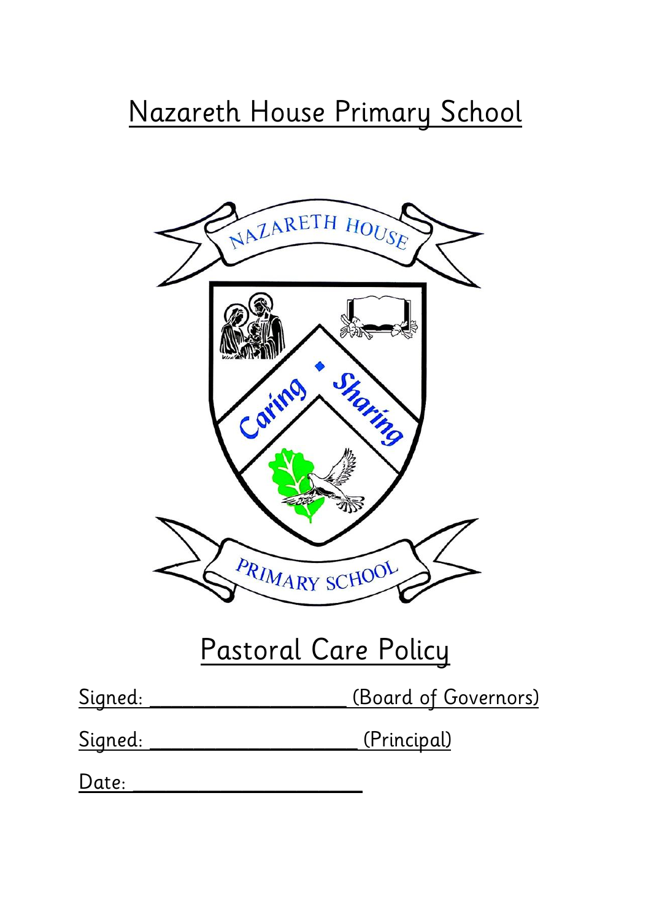# Nazareth House Primary School

# Pastoral Care Policy

Signed: ____________________ (Board of Governors)

Signed: ______________________ (Principal)

Date: ________________________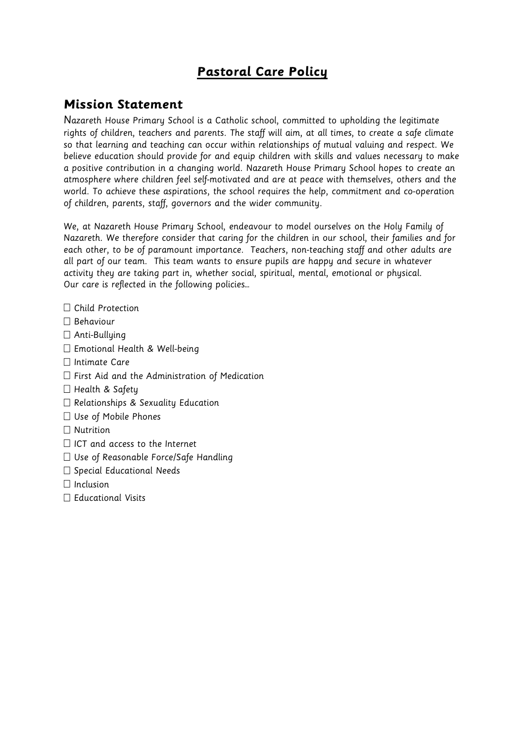# Pastoral Care Policy

## Mission Statement

Nazareth House Primary School is a Catholic school, committed to upholding the legitimate rights of children, teachers and parents. The staff will aim, at all times, to create a safe climate so that learning and teaching can occur within relationships of mutual valuing and respect. We believe education should provide for and equip children with skills and values necessary to make a positive contribution in a changing world. Nazareth House Primary School hopes to create an atmosphere where children feel self-motivated and are at peace with themselves, others and the world. To achieve these aspirations, the school requires the help, commitment and co-operation of children, parents, staff, governors and the wider community.

We, at Nazareth House Primary School, endeavour to model ourselves on the Holy Family of Nazareth. We therefore consider that caring for the children in our school, their families and for each other, to be of paramount importance. Teachers, non-teaching staff and other adults are all part of our team. This team wants to ensure pupils are happy and secure in whatever activity they are taking part in, whether social, spiritual, mental, emotional or physical.
Our care is reflected in the following policies…

- Child Protection
- Behaviour
- Anti-Bullying
- Emotional Health & Well-being
- Intimate Care
- First Aid and the Administration of Medication
- Health & Safety
- Relationships & Sexuality Education
- Use of Mobile Phones
- Nutrition
- ICT and access to the Internet
- Use of Reasonable Force/Safe Handling
- Special Educational Needs
- Inclusion
- Educational Visits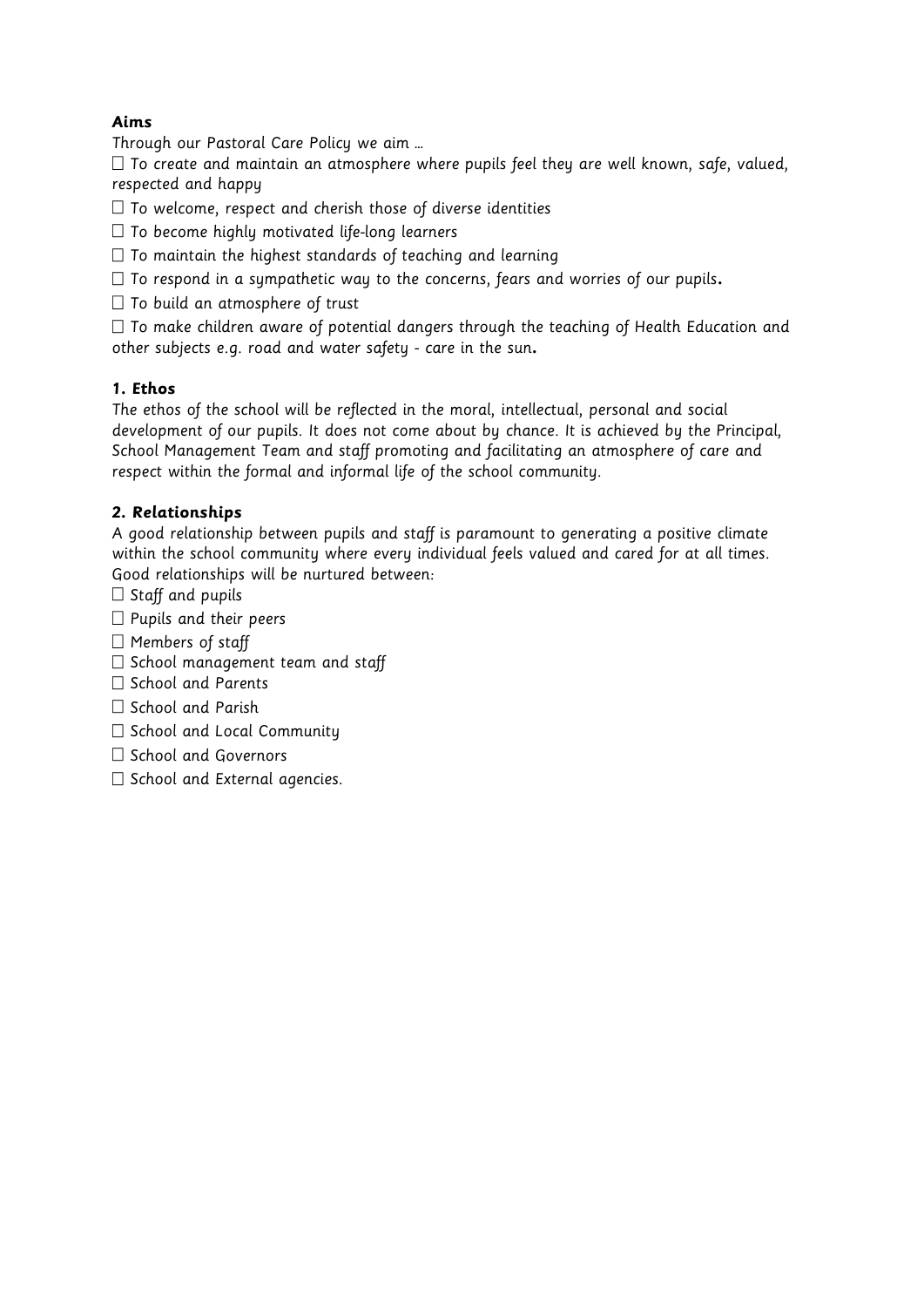**Aims**

Through our Pastoral Care Policy we aim …

- To create and maintain an atmosphere where pupils feel they are well known, safe, valued, respected and happy
- To welcome, respect and cherish those of diverse identities
- To become highly motivated life-long learners
- To maintain the highest standards of teaching and learning
- To respond in a sympathetic way to the concerns, fears and worries of our pupils**.**
- To build an atmosphere of trust
- To make children aware of potential dangers through the teaching of Health Education and other subjects e.g. road and water safety - care in the sun**.**

**1. Ethos**

The ethos of the school will be reflected in the moral, intellectual, personal and social development of our pupils. It does not come about by chance. It is achieved by the Principal, School Management Team and staff promoting and facilitating an atmosphere of care and respect within the formal and informal life of the school community.

**2. Relationships**

A good relationship between pupils and staff is paramount to generating a positive climate within the school community where every individual feels valued and cared for at all times. Good relationships will be nurtured between:

- Staff and pupils
- Pupils and their peers
- Members of staff
- School management team and staff
- School and Parents
- School and Parish
- School and Local Community
- School and Governors
- School and External agencies.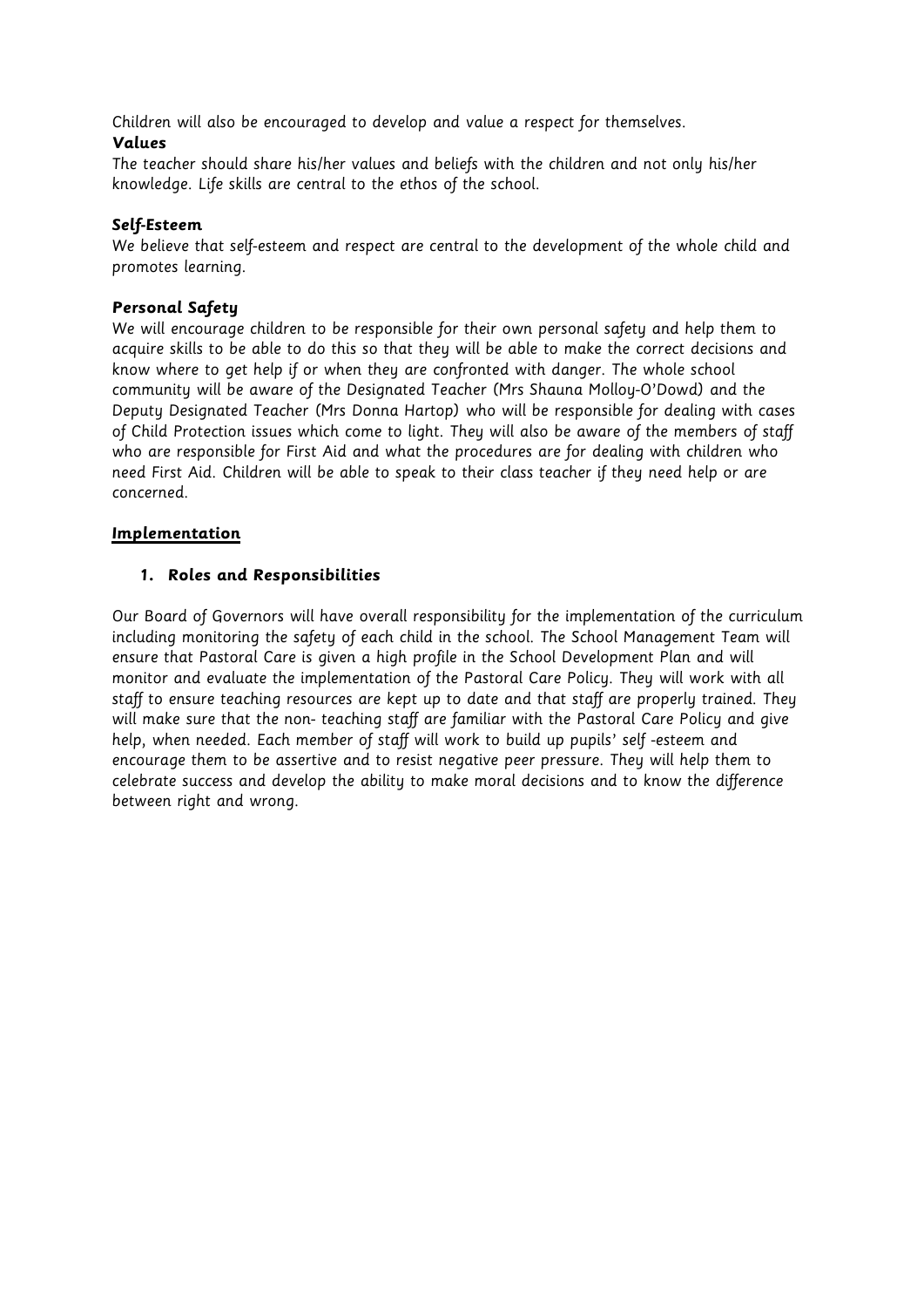Children will also be encouraged to develop and value a respect for themselves.

### Values

The teacher should share his/her values and beliefs with the children and not only his/her knowledge. Life skills are central to the ethos of the school.

### Self-Esteem

We believe that self-esteem and respect are central to the development of the whole child and promotes learning.

### Personal Safety

We will encourage children to be responsible for their own personal safety and help them to acquire skills to be able to do this so that they will be able to make the correct decisions and know where to get help if or when they are confronted with danger. The whole school community will be aware of the Designated Teacher (Mrs Shauna Molloy-O'Dowd) and the Deputy Designated Teacher (Mrs Donna Hartop) who will be responsible for dealing with cases of Child Protection issues which come to light. They will also be aware of the members of staff who are responsible for First Aid and what the procedures are for dealing with children who need First Aid. Children will be able to speak to their class teacher if they need help or are concerned.

## Implementation

### 1. Roles and Responsibilities

Our Board of Governors will have overall responsibility for the implementation of the curriculum including monitoring the safety of each child in the school. The School Management Team will ensure that Pastoral Care is given a high profile in the School Development Plan and will monitor and evaluate the implementation of the Pastoral Care Policy. They will work with all staff to ensure teaching resources are kept up to date and that staff are properly trained. They will make sure that the non- teaching staff are familiar with the Pastoral Care Policy and give help, when needed. Each member of staff will work to build up pupils' self -esteem and encourage them to be assertive and to resist negative peer pressure. They will help them to celebrate success and develop the ability to make moral decisions and to know the difference between right and wrong.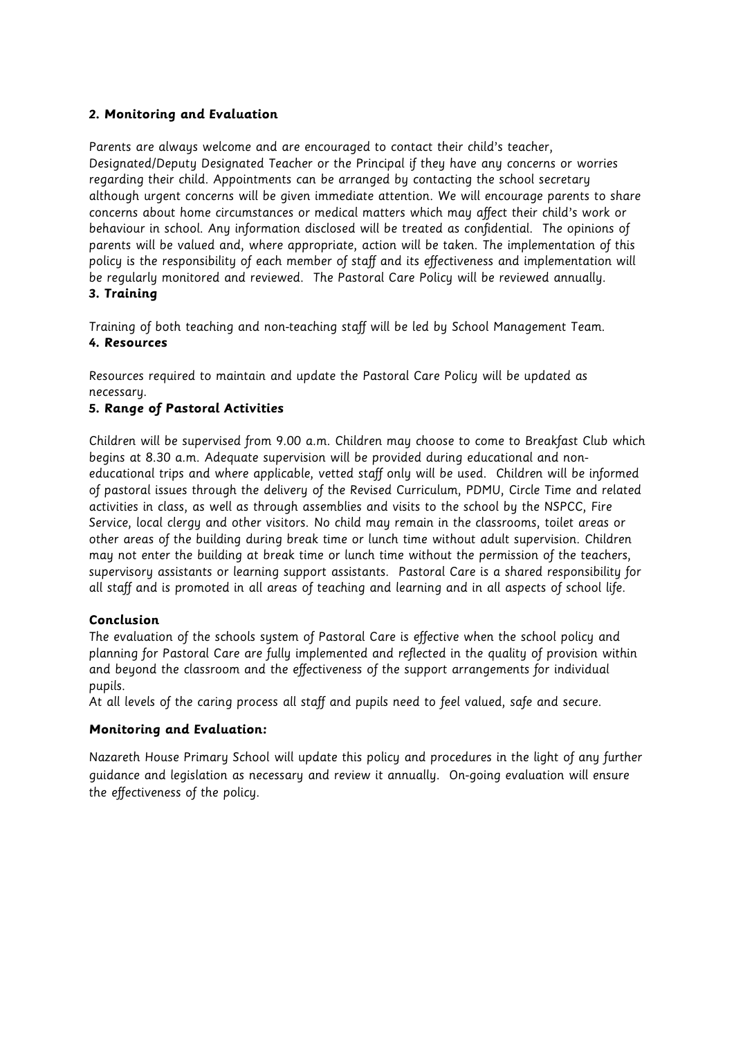## 2. Monitoring and Evaluation

Parents are always welcome and are encouraged to contact their child's teacher, Designated/Deputy Designated Teacher or the Principal if they have any concerns or worries regarding their child. Appointments can be arranged by contacting the school secretary although urgent concerns will be given immediate attention. We will encourage parents to share concerns about home circumstances or medical matters which may affect their child's work or behaviour in school. Any information disclosed will be treated as confidential. The opinions of parents will be valued and, where appropriate, action will be taken. The implementation of this policy is the responsibility of each member of staff and its effectiveness and implementation will be regularly monitored and reviewed. The Pastoral Care Policy will be reviewed annually.

## 3. Training

Training of both teaching and non-teaching staff will be led by School Management Team.

## 4. Resources

Resources required to maintain and update the Pastoral Care Policy will be updated as necessary.

## 5. Range of Pastoral Activities

Children will be supervised from 9.00 a.m. Children may choose to come to Breakfast Club which begins at 8.30 a.m. Adequate supervision will be provided during educational and non-educational trips and where applicable, vetted staff only will be used. Children will be informed of pastoral issues through the delivery of the Revised Curriculum, PDMU, Circle Time and related activities in class, as well as through assemblies and visits to the school by the NSPCC, Fire Service, local clergy and other visitors. No child may remain in the classrooms, toilet areas or other areas of the building during break time or lunch time without adult supervision. Children may not enter the building at break time or lunch time without the permission of the teachers, supervisory assistants or learning support assistants. Pastoral Care is a shared responsibility for all staff and is promoted in all areas of teaching and learning and in all aspects of school life.

## Conclusion

The evaluation of the schools system of Pastoral Care is effective when the school policy and planning for Pastoral Care are fully implemented and reflected in the quality of provision within and beyond the classroom and the effectiveness of the support arrangements for individual pupils.

At all levels of the caring process all staff and pupils need to feel valued, safe and secure.

## Monitoring and Evaluation:

Nazareth House Primary School will update this policy and procedures in the light of any further guidance and legislation as necessary and review it annually. On-going evaluation will ensure the effectiveness of the policy.